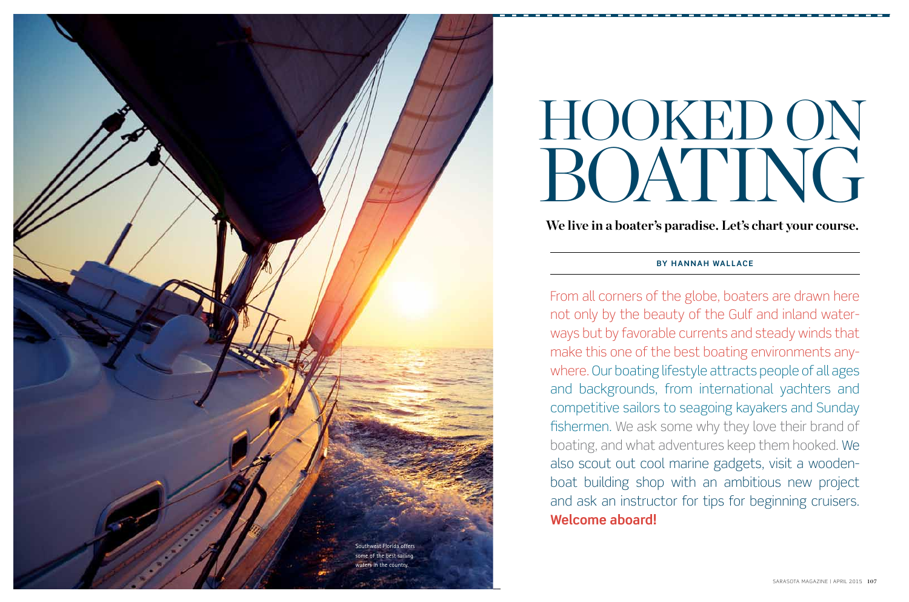# HOOKED ON BOATING

**We live in a boater's paradise. Let's chart your course.**

**BY HANNAH WALLACE**

From all corners of the globe, boaters are drawn here not only by the beauty of the Gulf and inland waterways but by favorable currents and steady winds that make this one of the best boating environments anywhere. Our boating lifestyle attracts people of all ages and backgrounds, from international yachters and competitive sailors to seagoing kayakers and Sunday fishermen. We ask some why they love their brand of boating, and what adventures keep them hooked. We also scout out cool marine gadgets, visit a wooden-boat building shop with an ambitious new project and ask an instructor for tips for beginning cruisers. **Welcome aboard!**

Southwest Florida offers some of the best sailing waters in the country.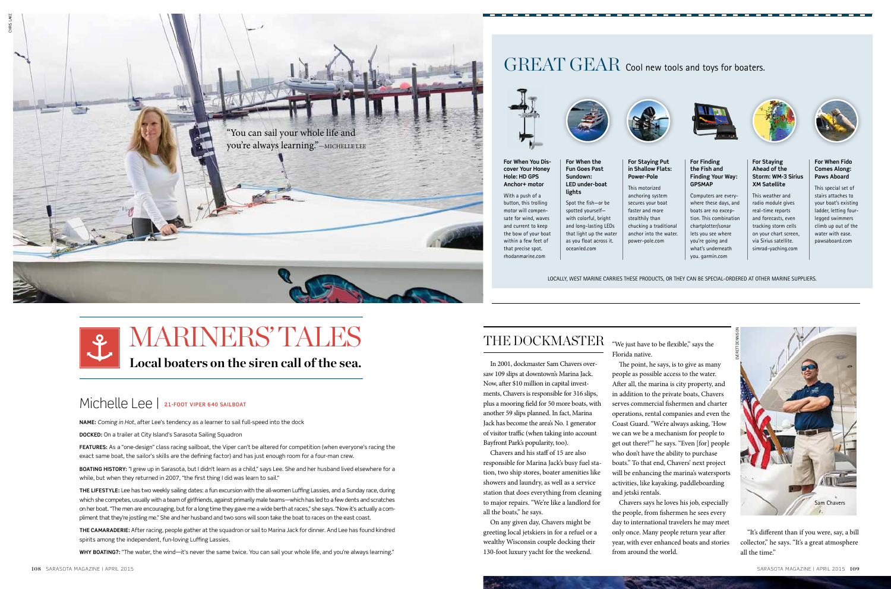"You can sail your whole life and you're always learning."—MICHELLE LEE

# MARINERS' TALES

**Local boaters on the siren call of the sea.**

## Michelle Lee | 21-FOOT VIPER 640 SAILBOAT

**NAME:** *Coming in Hot*, after Lee's tendency as a learner to sail full-speed into the dock

**DOCKED:** On a trailer at City Island's Sarasota Sailing Squadron

**FEATURES:** As a "one-design" class racing sailboat, the Viper can't be altered for competition (when everyone's racing the exact same boat, the sailor's skills are the defining factor) and has just enough room for a four-man crew.

**BOATING HISTORY:** "I grew up in Sarasota, but I didn't learn as a child," says Lee. She and her husband lived elsewhere for a while, but when they returned in 2007, "the first thing I did was learn to sail."

**THE LIFESTYLE:** Lee has two weekly sailing dates: a fun excursion with the all-women Luffing Lassies, and a Sunday race, during which she competes, usually with a team of girlfriends, against primarily male teams—which has led to a few dents and scratches on her boat. "The men are encouraging, but for a long time they gave me a wide berth at races," she says. "Now it's actually a compliment that they're jostling me." She and her husband and two sons will soon take the boat to races on the east coast.

**THE CAMARADERIE:** After racing, people gather at the squadron or sail to Marina Jack for dinner. And Lee has found kindred spirits among the independent, fun-loving Luffing Lassies.

**WHY BOATING?:** "The water, the wind—it's never the same twice. You can sail your whole life, and you're always learning."

# GREAT GEAR Cool new tools and toys for boaters.

**For When You Discover Your Honey Hole: HD GPS Anchor+ motor**
With a push of a button, this trolling motor will compensate for wind, waves and current to keep the bow of your boat within a few feet of that precise spot. rhodanmarine.com

**For When the Fun Goes Past Sundown: LED under-boat lights**
Spot the fish—or be spotted yourself—with colorful, bright and long-lasting LEDs that light up the water as you float across it. oceanled.com

**For Staying Put in Shallow Flats: Power-Pole**
This motorized anchoring system secures your boat faster and more stealthily than chucking a traditional anchor into the water. power-pole.com

**For Finding the Fish and Finding Your Way: GPSMAP**
Computers are everywhere these days, and boats are no exception. This combination chartplotter/sonar lets you see where you're going and what's underneath you. garmin.com

**For Staying Ahead of the Storm: WM-3 Sirius XM Satellite**
This weather and radio module gives real-time reports and forecasts, even tracking storm cells on your chart screen, via Sirius satellite. simrad-yachting.com

**For When Fido Comes Along: Paws Aboard**
This special set of stairs attaches to your boat's existing ladder, letting four-legged swimmers climb up out of the water with ease. pawsaboard.com

LOCALLY, WEST MARINE CARRIES THESE PRODUCTS, OR THEY CAN BE SPECIAL-ORDERED AT OTHER MARINE SUPPLIERS.

## THE DOCKMASTER

In 2001, dockmaster Sam Chavers oversaw 109 slips at downtown's Marina Jack. Now, after $10 million in capital investments, Chavers is responsible for 316 slips, plus a mooring field for 50 more boats, with another 59 slips planned. In fact, Marina Jack has become the area's No. 1 generator of visitor traffic (when taking into account Bayfront Park's popularity, too).

Chavers and his staff of 15 are also responsible for Marina Jack's busy fuel station, two ship stores, boater amenities like showers and laundry, as well as a service station that does everything from cleaning to major repairs. "We're like a landlord for all the boats," he says.

On any given day, Chavers might be greeting local jetskiers in for a refuel or a wealthy Wisconsin couple docking their 130-foot luxury yacht for the weekend.

"We just have to be flexible," says the Florida native.

The point, he says, is to give as many people as possible access to the water. After all, the marina is city property, and in addition to the private boats, Chavers serves commercial fishermen and charter operations, rental companies and even the Coast Guard. "We're always asking, 'How can we be a mechanism for people to get out there?'" he says. "Even [for] people who don't have the ability to purchase boats." To that end, Chavers' next project will be enhancing the marina's watersports activities, like kayaking, paddleboarding and jetski rentals.

Chavers says he loves his job, especially the people, from fishermen he sees every day to international travelers he may meet only once. Many people return year after year, with ever enhanced boats and stories from around the world.

Sam Chavers

"It's different than if you were, say, a bill collector," he says. "It's a great atmosphere all the time."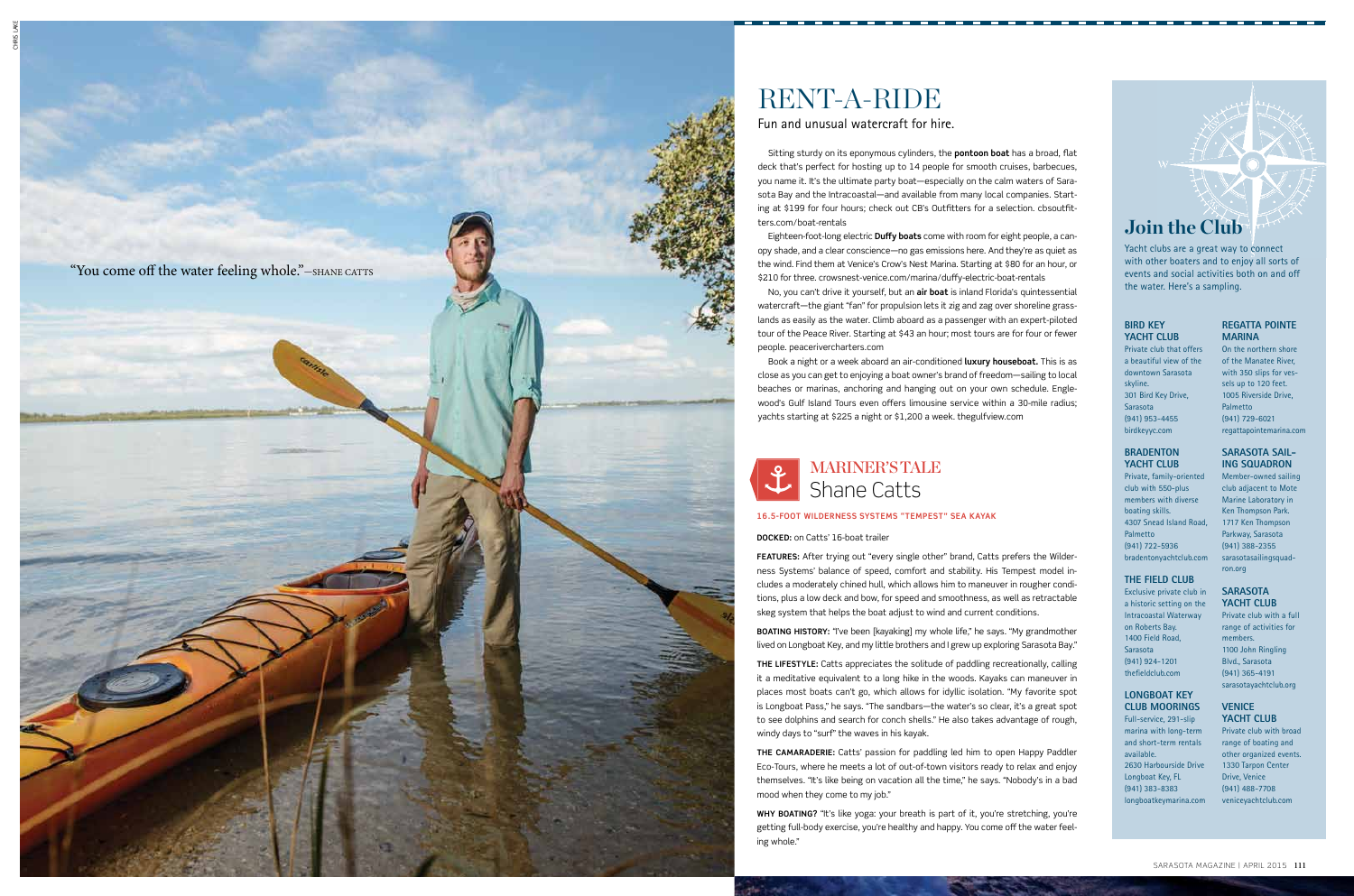"You come off the water feeling whole."—SHANE CATTS

# RENT-A-RIDE

Fun and unusual watercraft for hire.

Sitting sturdy on its eponymous cylinders, the **pontoon boat** has a broad, flat deck that's perfect for hosting up to 14 people for smooth cruises, barbecues, you name it. It's the ultimate party boat—especially on the calm waters of Sarasota Bay and the Intracoastal—and available from many local companies. Starting at $199 for four hours; check out CB's Outfitters for a selection. cbsoutfitters.com/boat-rentals

Eighteen-foot-long electric **Duffy boats** come with room for eight people, a canopy shade, and a clear conscience—no gas emissions here. And they're as quiet as the wind. Find them at Venice's Crow's Nest Marina. Starting at $80 for an hour, or $210 for three. crowsnest-venice.com/marina/duffy-electric-boat-rentals

No, you can't drive it yourself, but an **air boat** is inland Florida's quintessential watercraft—the giant "fan" for propulsion lets it zig and zag over shoreline grasslands as easily as the water. Climb aboard as a passenger with an expert-piloted tour of the Peace River. Starting at $43 an hour; most tours are for four or fewer people. peacerivercharters.com

Book a night or a week aboard an air-conditioned **luxury houseboat.** This is as close as you can get to enjoying a boat owner's brand of freedom—sailing to local beaches or marinas, anchoring and hanging out on your own schedule. Englewood's Gulf Island Tours even offers limousine service within a 30-mile radius; yachts starting at $225 a night or $1,200 a week. thegulfview.com

## MARINER'S TALE
### Shane Catts

**16.5-FOOT WILDERNESS SYSTEMS "TEMPEST" SEA KAYAK**

**DOCKED:** on Catts' 16-boat trailer

**FEATURES:** After trying out "every single other" brand, Catts prefers the Wilderness Systems' balance of speed, comfort and stability. His Tempest model includes a moderately chined hull, which allows him to maneuver in rougher conditions, plus a low deck and bow, for speed and smoothness, as well as retractable skeg system that helps the boat adjust to wind and current conditions.

**BOATING HISTORY:** "I've been [kayaking] my whole life," he says. "My grandmother lived on Longboat Key, and my little brothers and I grew up exploring Sarasota Bay."

**THE LIFESTYLE:** Catts appreciates the solitude of paddling recreationally, calling it a meditative equivalent to a long hike in the woods. Kayaks can maneuver in places most boats can't go, which allows for idyllic isolation. "My favorite spot is Longboat Pass," he says. "The sandbars—the water's so clear, it's a great spot to see dolphins and search for conch shells." He also takes advantage of rough, windy days to "surf" the waves in his kayak.

**THE CAMARADERIE:** Catts' passion for paddling led him to open Happy Paddler Eco-Tours, where he meets a lot of out-of-town visitors ready to relax and enjoy themselves. "It's like being on vacation all the time," he says. "Nobody's in a bad mood when they come to my job."

**WHY BOATING?** "It's like yoga: your breath is part of it, you're stretching, you're getting full-body exercise, you're healthy and happy. You come off the water feeling whole."

## Join the Club

Yacht clubs are a great way to connect with other boaters and to enjoy all sorts of events and social activities both on and off the water. Here's a sampling.

**BIRD KEY YACHT CLUB**
Private club that offers a beautiful view of the downtown Sarasota skyline.
301 Bird Key Drive, Sarasota
(941) 953-4455
birdkeyyc.com

**BRADENTON YACHT CLUB**
Private, family-oriented club with 550-plus members with diverse boating skills.
4307 Snead Island Road, Palmetto
(941) 722-5936
bradentonyachtclub.com

**THE FIELD CLUB**
Exclusive private club in a historic setting on the Intracoastal Waterway on Roberts Bay.
1400 Field Road, Sarasota
(941) 924-1201
thefieldclub.com

**LONGBOAT KEY CLUB MOORINGS**
Full-service, 291-slip marina with long-term and short-term rentals available.
2630 Harbourside Drive
Longboat Key, FL
(941) 383-8383
longboatkeymarina.com

**REGATTA POINTE MARINA**
On the northern shore of the Manatee River, with 350 slips for vessels up to 120 feet.
1005 Riverside Drive, Palmetto
(941) 729-6021
regattapointemarina.com

**SARASOTA SAILING SQUADRON**
Member-owned sailing club adjacent to Mote Marine Laboratory in Ken Thompson Park.
1717 Ken Thompson Parkway, Sarasota
(941) 388-2355
sarasotasailingsquadron.org

**SARASOTA YACHT CLUB**
Private club with a full range of activities for members.
1100 John Ringling Blvd., Sarasota
(941) 365-4191
sarasotayachtclub.org

**VENICE YACHT CLUB**
Private club with broad range of boating and other organized events.
1330 Tarpon Center Drive, Venice
(941) 488-7708
.veniceyachtclub.com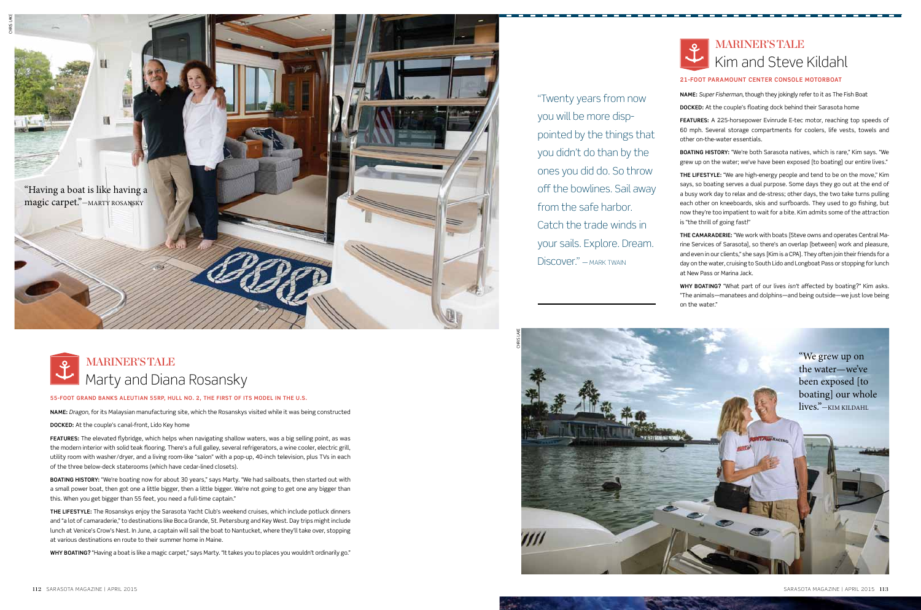"Having a boat is like having a magic carpet."—MARTY ROSANSKY

## MARINER'S TALE
# Marty and Diana Rosansky

**55-FOOT GRAND BANKS ALEUTIAN 55RP, HULL NO. 2, THE FIRST OF ITS MODEL IN THE U.S.**

**NAME:** *Dragon*, for its Malaysian manufacturing site, which the Rosanskys visited while it was being constructed

**DOCKED:** At the couple's canal-front, Lido Key home

**FEATURES:** The elevated flybridge, which helps when navigating shallow waters, was a big selling point, as was the modern interior with solid teak flooring. There's a full galley, several refrigerators, a wine cooler, electric grill, utility room with washer/dryer, and a living room-like "salon" with a pop-up, 40-inch television, plus TVs in each of the three below-deck staterooms (which have cedar-lined closets).

**BOATING HISTORY:** "We're boating now for about 30 years," says Marty. "We had sailboats, then started out with a small power boat, then got one a little bigger, then a little bigger. We're not going to get one any bigger than this. When you get bigger than 55 feet, you need a full-time captain."

**THE LIFESTYLE:** The Rosanskys enjoy the Sarasota Yacht Club's weekend cruises, which include potluck dinners and "a lot of camaraderie," to destinations like Boca Grande, St. Petersburg and Key West. Day trips might include lunch at Venice's Crow's Nest. In June, a captain will sail the boat to Nantucket, where they'll take over, stopping at various destinations en route to their summer home in Maine.

**WHY BOATING?** "Having a boat is like a magic carpet," says Marty. "It takes you to places you wouldn't ordinarily go."

"Twenty years from now you will be more disppointed by the things that you didn't do than by the ones you did do. So throw off the bowlines. Sail away from the safe harbor. Catch the trade winds in your sails. Explore. Dream. Discover." —MARK TWAIN

## MARINER'S TALE
# Kim and Steve Kildahl

**21-FOOT PARAMOUNT CENTER CONSOLE MOTORBOAT**

**NAME:** *Super Fisherman*, though they jokingly refer to it as The Fish Boat

**DOCKED:** At the couple's floating dock behind their Sarasota home

**FEATURES:** A 225-horsepower Evinrude E-tec motor, reaching top speeds of 60 mph. Several storage compartments for coolers, life vests, towels and other on-the-water essentials.

**BOATING HISTORY:** "We're both Sarasota natives, which is rare," Kim says. "We grew up on the water; we've have been exposed [to boating] our entire lives."

**THE LIFESTYLE:** "We are high-energy people and tend to be on the move," Kim says, so boating serves a dual purpose. Some days they go out at the end of a busy work day to relax and de-stress; other days, the two take turns pulling each other on kneeboards, skis and surfboards. They used to go fishing, but now they're too impatient to wait for a bite. Kim admits some of the attraction is "the thrill of going fast!"

**THE CAMARADERIE:** "We work with boats [Steve owns and operates Central Marine Services of Sarasota], so there's an overlap [between] work and pleasure, and even in our clients," she says [Kim is a CPA]. They often join their friends for a day on the water, cruising to South Lido and Longboat Pass or stopping for lunch at New Pass or Marina Jack.

**WHY BOATING?** "What part of our lives *isn't* affected by boating?" Kim asks. "The animals—manatees and dolphins—and being outside—we just love being on the water."

"We grew up on the water—we've been exposed [to boating] our whole lives."—KIM KILDAHL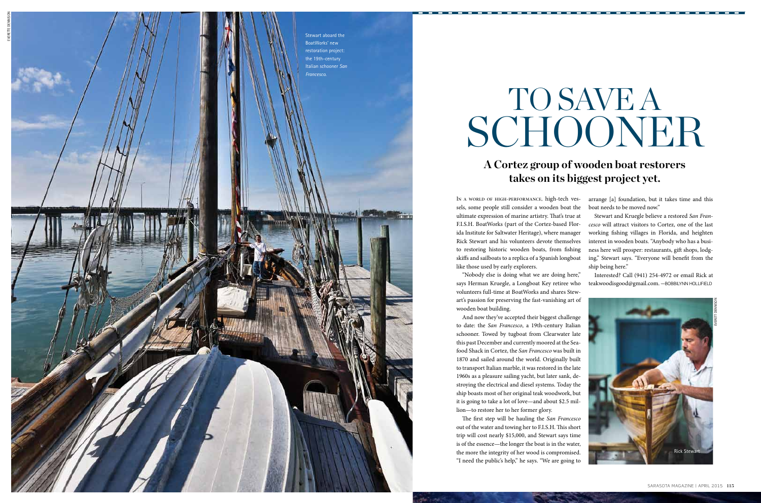Stewart aboard the BoatWorks' new restoration project: the 19th-century Italian schooner *San Francesco*.

# TO SAVE A SCHOONER

## A Cortez group of wooden boat restorers takes on its biggest project yet.

In a world of high-performance, high-tech vessels, some people still consider a wooden boat the ultimate expression of marine artistry. That's true at F.I.S.H. BoatWorks (part of the Cortez-based Florida Institute for Saltwater Heritage), where manager Rick Stewart and his volunteers devote themselves to restoring historic wooden boats, from fishing skiffs and sailboats to a replica of a Spanish longboat like those used by early explorers.

"Nobody else is doing what we are doing here," says Herman Kruegle, a Longboat Key retiree who volunteers full-time at BoatWorks and shares Stewart's passion for preserving the fast-vanishing art of wooden boat building.

And now they've accepted their biggest challenge to date: the *San Francesco*, a 19th-century Italian schooner. Towed by tugboat from Clearwater late this past December and currently moored at the Seafood Shack in Cortez, the *San Francesco* was built in 1870 and sailed around the world. Originally built to transport Italian marble, it was restored in the late 1960s as a pleasure sailing yacht, but later sank, destroying the electrical and diesel systems. Today the ship boasts most of her original teak woodwork, but it is going to take a lot of love—and about $2.5 million—to restore her to her former glory.

The first step will be hauling the *San Francesco* out of the water and towing her to F.I.S.H. This short trip will cost nearly $15,000, and Stewart says time is of the essence—the longer the boat is in the water, the more the integrity of her wood is compromised. "I need the public's help," he says. "We are going to arrange [a] foundation, but it takes time and this boat needs to be moved now."

Stewart and Kruegle believe a restored *San Francesco* will attract visitors to Cortez, one of the last working fishing villages in Florida, and heighten interest in wooden boats. "Anybody who has a business here will prosper: restaurants, gift shops, lodging," Stewart says. "Everyone will benefit from the ship being here."

Interested? Call (941) 254-4972 or email Rick at teakwoodisgood@gmail.com. —Bobbilynn Hollifield

Rick Stewart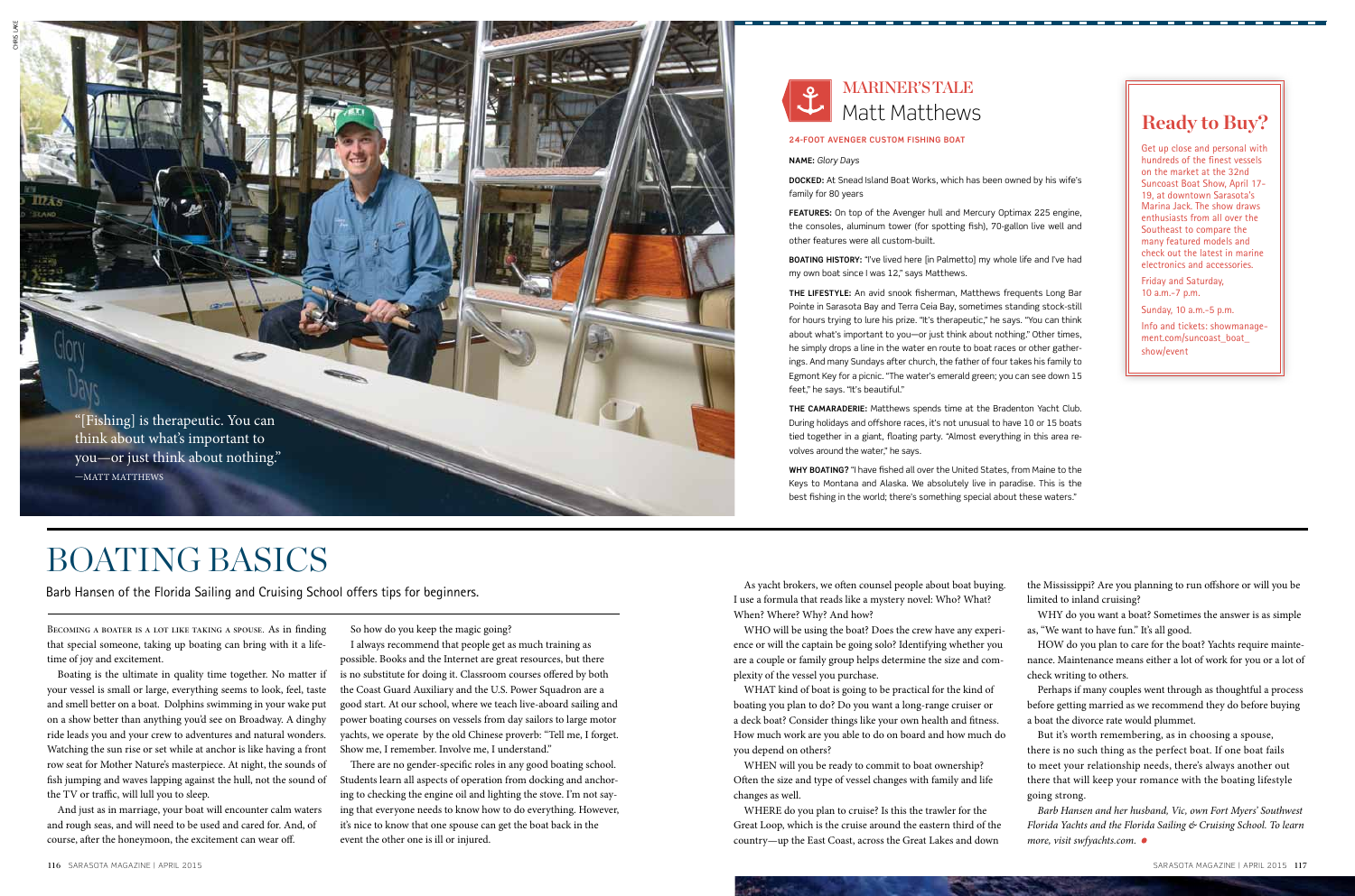"[Fishing] is therapeutic. You can think about what's important to you—or just think about nothing."
—MATT MATTHEWS

## MARINER'S TALE
# Matt Matthews

**24-FOOT AVENGER CUSTOM FISHING BOAT**

**NAME:** *Glory Days*

**DOCKED:** At Snead Island Boat Works, which has been owned by his wife's family for 80 years

**FEATURES:** On top of the Avenger hull and Mercury Optimax 225 engine, the consoles, aluminum tower (for spotting fish), 70-gallon live well and other features were all custom-built.

**BOATING HISTORY:** "I've lived here [in Palmetto] my whole life and I've had my own boat since I was 12," says Matthews.

**THE LIFESTYLE:** An avid snook fisherman, Matthews frequents Long Bar Pointe in Sarasota Bay and Terra Ceia Bay, sometimes standing stock-still for hours trying to lure his prize. "It's therapeutic," he says. "You can think about what's important to you—or just think about nothing." Other times, he simply drops a line in the water en route to boat races or other gatherings. And many Sundays after church, the father of four takes his family to Egmont Key for a picnic. "The water's emerald green; you can see down 15 feet," he says. "It's beautiful."

**THE CAMARADERIE:** Matthews spends time at the Bradenton Yacht Club. During holidays and offshore races, it's not unusual to have 10 or 15 boats tied together in a giant, floating party. "Almost everything in this area revolves around the water," he says.

**WHY BOATING?** "I have fished all over the United States, from Maine to the Keys to Montana and Alaska. We absolutely live in paradise. This is the best fishing in the world; there's something special about these waters."

## Ready to Buy?

Get up close and personal with hundreds of the finest vessels on the market at the 32nd Suncoast Boat Show, April 17-19, at downtown Sarasota's Marina Jack. The show draws enthusiasts from all over the Southeast to compare the many featured models and check out the latest in marine electronics and accessories.

Friday and Saturday, 10 a.m.-7 p.m.

Sunday, 10 a.m.-5 p.m.

Info and tickets: showmanagement.com/suncoast_boat_show/event

# BOATING BASICS

Barb Hansen of the Florida Sailing and Cruising School offers tips for beginners.

Becoming a boater is a lot like taking a spouse. As in finding that special someone, taking up boating can bring with it a lifetime of joy and excitement.

Boating is the ultimate in quality time together. No matter if your vessel is small or large, everything seems to look, feel, taste and smell better on a boat. Dolphins swimming in your wake put on a show better than anything you'd see on Broadway. A dinghy ride leads you and your crew to adventures and natural wonders. Watching the sun rise or set while at anchor is like having a front row seat for Mother Nature's masterpiece. At night, the sounds of fish jumping and waves lapping against the hull, not the sound of the TV or traffic, will lull you to sleep.

And just as in marriage, your boat will encounter calm waters and rough seas, and will need to be used and cared for. And, of course, after the honeymoon, the excitement can wear off.

So how do you keep the magic going?

I always recommend that people get as much training as possible. Books and the Internet are great resources, but there is no substitute for doing it. Classroom courses offered by both the Coast Guard Auxiliary and the U.S. Power Squadron are a good start. At our school, where we teach live-aboard sailing and power boating courses on vessels from day sailors to large motor yachts, we operate by the old Chinese proverb: "Tell me, I forget. Show me, I remember. Involve me, I understand."

There are no gender-specific roles in any good boating school. Students learn all aspects of operation from docking and anchoring to checking the engine oil and lighting the stove. I'm not saying that everyone needs to know how to do everything. However, it's nice to know that one spouse can get the boat back in the event the other one is ill or injured.

As yacht brokers, we often counsel people about boat buying. I use a formula that reads like a mystery novel: Who? What? When? Where? Why? And how?

WHO will be using the boat? Does the crew have any experience or will the captain be going solo? Identifying whether you are a couple or family group helps determine the size and complexity of the vessel you purchase.

WHAT kind of boat is going to be practical for the kind of boating you plan to do? Do you want a long-range cruiser or a deck boat? Consider things like your own health and fitness. How much work are you able to do on board and how much do you depend on others?

WHEN will you be ready to commit to boat ownership? Often the size and type of vessel changes with family and life changes as well.

WHERE do you plan to cruise? Is this the trawler for the Great Loop, which is the cruise around the eastern third of the country—up the East Coast, across the Great Lakes and down the Mississippi? Are you planning to run offshore or will you be limited to inland cruising?

WHY do you want a boat? Sometimes the answer is as simple as, "We want to have fun." It's all good.

HOW do you plan to care for the boat? Yachts require maintenance. Maintenance means either a lot of work for you or a lot of check writing to others.

Perhaps if many couples went through as thoughtful a process before getting married as we recommend they do before buying a boat the divorce rate would plummet.

But it's worth remembering, as in choosing a spouse, there is no such thing as the perfect boat. If one boat fails to meet your relationship needs, there's always another out there that will keep your romance with the boating lifestyle going strong.

*Barb Hansen and her husband, Vic, own Fort Myers' Southwest Florida Yachts and the Florida Sailing & Cruising School. To learn more, visit swfyachts.com.*